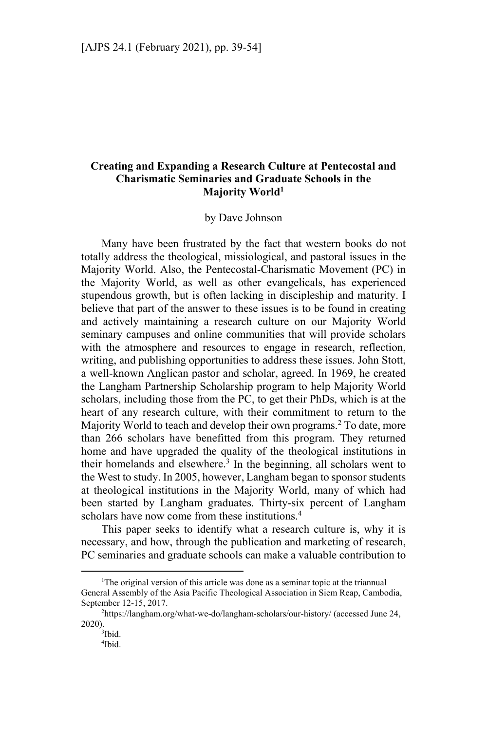# Creating and Expanding a Research Culture at Pentecostal and Charismatic Seminaries and Graduate Schools in the Majority World[1]

by Dave Johnson

Many have been frustrated by the fact that western books do not totally address the theological, missiological, and pastoral issues in the Majority World. Also, the Pentecostal-Charismatic Movement (PC) in the Majority World, as well as other evangelicals, has experienced stupendous growth, but is often lacking in discipleship and maturity. I believe that part of the answer to these issues is to be found in creating and actively maintaining a research culture on our Majority World seminary campuses and online communities that will provide scholars with the atmosphere and resources to engage in research, reflection, writing, and publishing opportunities to address these issues. John Stott, a well-known Anglican pastor and scholar, agreed. In 1969, he created the Langham Partnership Scholarship program to help Majority World scholars, including those from the PC, to get their PhDs, which is at the heart of any research culture, with their commitment to return to the Majority World to teach and develop their own programs.[2] To date, more than 266 scholars have benefitted from this program. They returned home and have upgraded the quality of the theological institutions in their homelands and elsewhere.[3] In the beginning, all scholars went to the West to study. In 2005, however, Langham began to sponsor students at theological institutions in the Majority World, many of which had been started by Langham graduates. Thirty-six percent of Langham scholars have now come from these institutions.[4]

This paper seeks to identify what a research culture is, why it is necessary, and how, through the publication and marketing of research, PC seminaries and graduate schools can make a valuable contribution to

---

[1] The original version of this article was done as a seminar topic at the triannual General Assembly of the Asia Pacific Theological Association in Siem Reap, Cambodia, September 12-15, 2017.

[2] https://langham.org/what-we-do/langham-scholars/our-history/ (accessed June 24, 2020).

[3] Ibid.

[4] Ibid.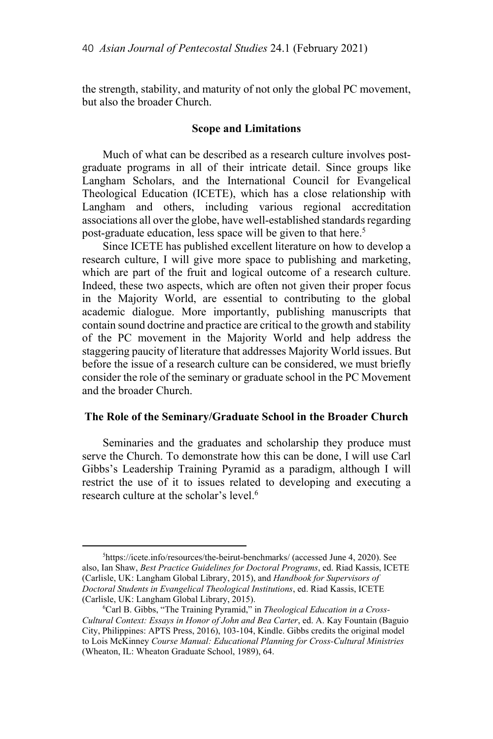the strength, stability, and maturity of not only the global PC movement, but also the broader Church.

## Scope and Limitations

Much of what can be described as a research culture involves post-graduate programs in all of their intricate detail. Since groups like Langham Scholars, and the International Council for Evangelical Theological Education (ICETE), which has a close relationship with Langham and others, including various regional accreditation associations all over the globe, have well-established standards regarding post-graduate education, less space will be given to that here.[5]

Since ICETE has published excellent literature on how to develop a research culture, I will give more space to publishing and marketing, which are part of the fruit and logical outcome of a research culture. Indeed, these two aspects, which are often not given their proper focus in the Majority World, are essential to contributing to the global academic dialogue. More importantly, publishing manuscripts that contain sound doctrine and practice are critical to the growth and stability of the PC movement in the Majority World and help address the staggering paucity of literature that addresses Majority World issues. But before the issue of a research culture can be considered, we must briefly consider the role of the seminary or graduate school in the PC Movement and the broader Church.

## The Role of the Seminary/Graduate School in the Broader Church

Seminaries and the graduates and scholarship they produce must serve the Church. To demonstrate how this can be done, I will use Carl Gibbs's Leadership Training Pyramid as a paradigm, although I will restrict the use of it to issues related to developing and executing a research culture at the scholar's level.[6]

---

[5]https://icete.info/resources/the-beirut-benchmarks/ (accessed June 4, 2020). See also, Ian Shaw, *Best Practice Guidelines for Doctoral Programs*, ed. Riad Kassis, ICETE (Carlisle, UK: Langham Global Library, 2015), and *Handbook for Supervisors of Doctoral Students in Evangelical Theological Institutions*, ed. Riad Kassis, ICETE (Carlisle, UK: Langham Global Library, 2015).

[6]Carl B. Gibbs, "The Training Pyramid," in *Theological Education in a Cross-Cultural Context: Essays in Honor of John and Bea Carter*, ed. A. Kay Fountain (Baguio City, Philippines: APTS Press, 2016), 103-104, Kindle. Gibbs credits the original model to Lois McKinney *Course Manual: Educational Planning for Cross-Cultural Ministries* (Wheaton, IL: Wheaton Graduate School, 1989), 64.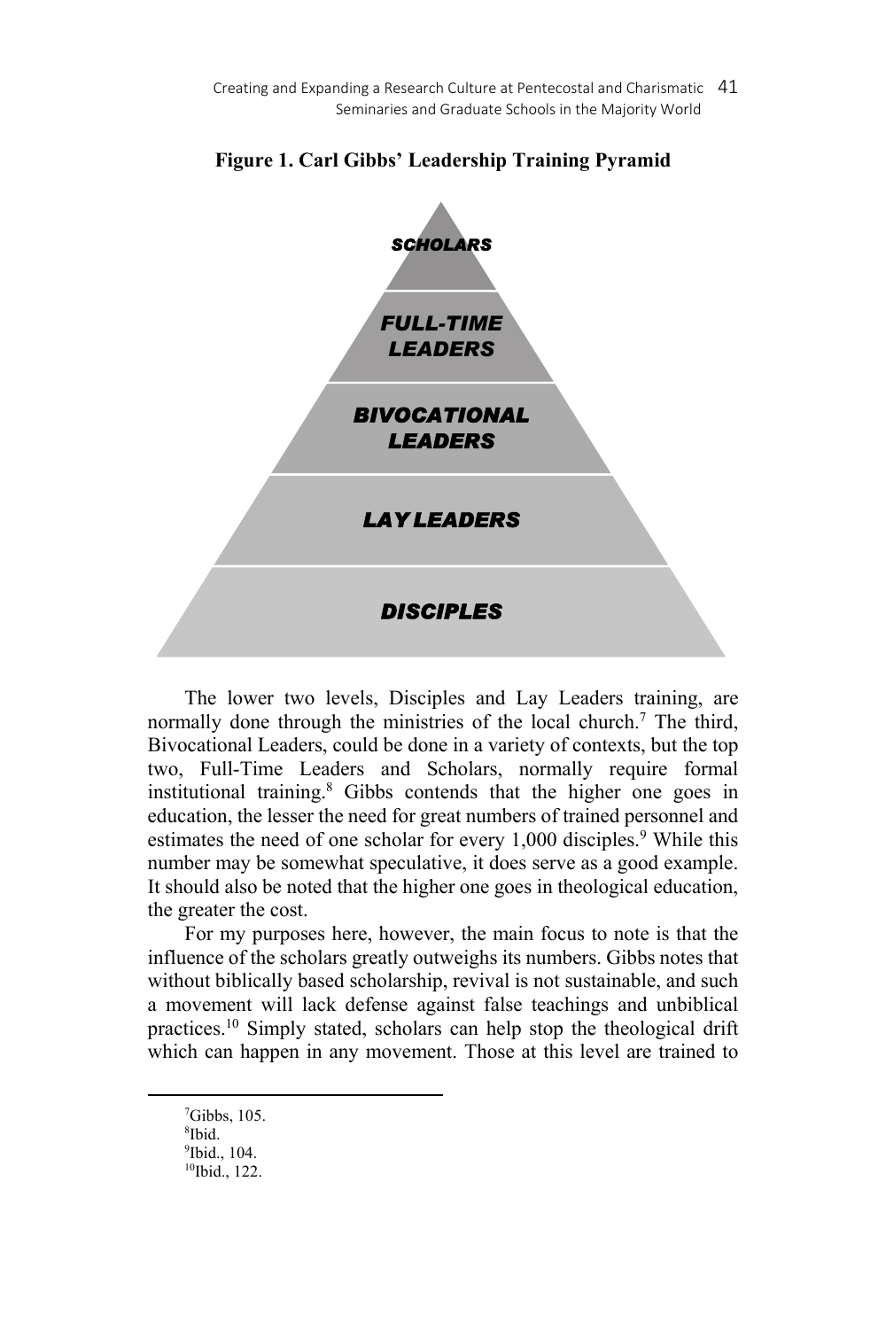**Figure 1. Carl Gibbs' Leadership Training Pyramid**

*SCHOLARS*

*FULL-TIME LEADERS*

*BIVOCATIONAL LEADERS*

*LAY LEADERS*

*DISCIPLES*

The lower two levels, Disciples and Lay Leaders training, are normally done through the ministries of the local church.[7] The third, Bivocational Leaders, could be done in a variety of contexts, but the top two, Full-Time Leaders and Scholars, normally require formal institutional training.[8] Gibbs contends that the higher one goes in education, the lesser the need for great numbers of trained personnel and estimates the need of one scholar for every 1,000 disciples.[9] While this number may be somewhat speculative, it does serve as a good example. It should also be noted that the higher one goes in theological education, the greater the cost.

For my purposes here, however, the main focus to note is that the influence of the scholars greatly outweighs its numbers. Gibbs notes that without biblically based scholarship, revival is not sustainable, and such a movement will lack defense against false teachings and unbiblical practices.[10] Simply stated, scholars can help stop the theological drift which can happen in any movement. Those at this level are trained to

---

[7] Gibbs, 105.

[8] Ibid.

[9] Ibid., 104.

[10] Ibid., 122.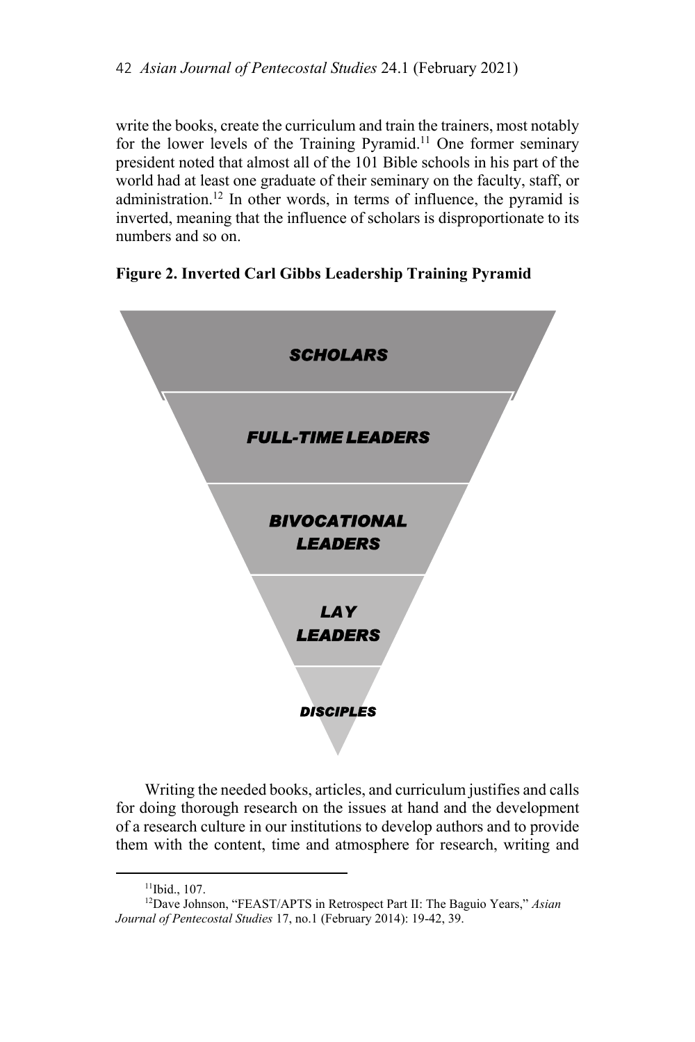write the books, create the curriculum and train the trainers, most notably for the lower levels of the Training Pyramid.[11] One former seminary president noted that almost all of the 101 Bible schools in his part of the world had at least one graduate of their seminary on the faculty, staff, or administration.[12] In other words, in terms of influence, the pyramid is inverted, meaning that the influence of scholars is disproportionate to its numbers and so on.

**Figure 2. Inverted Carl Gibbs Leadership Training Pyramid**

*SCHOLARS*

*FULL-TIME LEADERS*

*BIVOCATIONAL LEADERS*

*LAY LEADERS*

*DISCIPLES*

Writing the needed books, articles, and curriculum justifies and calls for doing thorough research on the issues at hand and the development of a research culture in our institutions to develop authors and to provide them with the content, time and atmosphere for research, writing and

---

[11]Ibid., 107.

[12]Dave Johnson, "FEAST/APTS in Retrospect Part II: The Baguio Years," *Asian Journal of Pentecostal Studies* 17, no.1 (February 2014): 19-42, 39.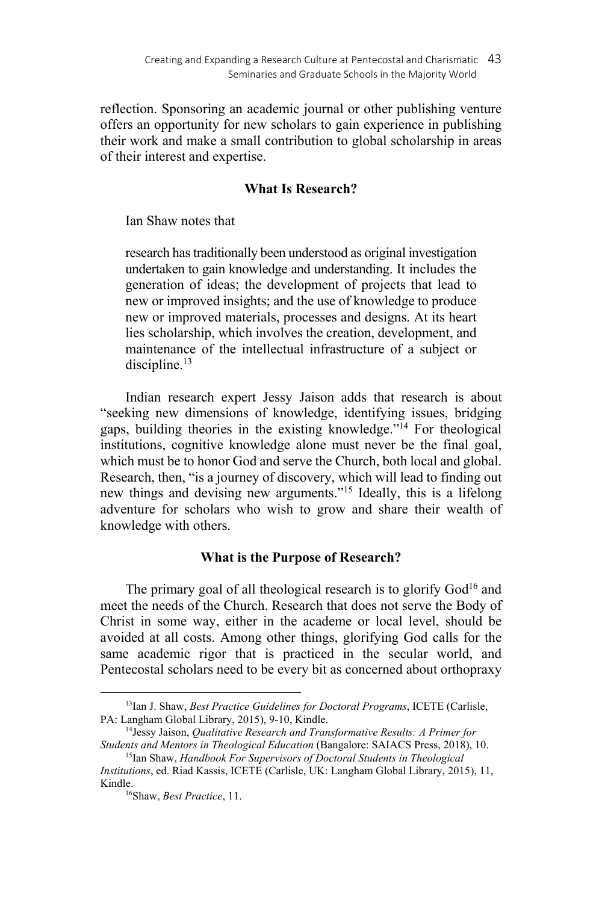reflection. Sponsoring an academic journal or other publishing venture offers an opportunity for new scholars to gain experience in publishing their work and make a small contribution to global scholarship in areas of their interest and expertise.

## What Is Research?

Ian Shaw notes that

> research has traditionally been understood as original investigation undertaken to gain knowledge and understanding. It includes the generation of ideas; the development of projects that lead to new or improved insights; and the use of knowledge to produce new or improved materials, processes and designs. At its heart lies scholarship, which involves the creation, development, and maintenance of the intellectual infrastructure of a subject or discipline.[13]

Indian research expert Jessy Jaison adds that research is about "seeking new dimensions of knowledge, identifying issues, bridging gaps, building theories in the existing knowledge."[14] For theological institutions, cognitive knowledge alone must never be the final goal, which must be to honor God and serve the Church, both local and global. Research, then, "is a journey of discovery, which will lead to finding out new things and devising new arguments."[15] Ideally, this is a lifelong adventure for scholars who wish to grow and share their wealth of knowledge with others.

## What is the Purpose of Research?

The primary goal of all theological research is to glorify God[16] and meet the needs of the Church. Research that does not serve the Body of Christ in some way, either in the academe or local level, should be avoided at all costs. Among other things, glorifying God calls for the same academic rigor that is practiced in the secular world, and Pentecostal scholars need to be every bit as concerned about orthopraxy

---

[13] Ian J. Shaw, *Best Practice Guidelines for Doctoral Programs*, ICETE (Carlisle, PA: Langham Global Library, 2015), 9-10, Kindle.

[14] Jessy Jaison, *Qualitative Research and Transformative Results: A Primer for Students and Mentors in Theological Education* (Bangalore: SAIACS Press, 2018), 10.

[15] Ian Shaw, *Handbook For Supervisors of Doctoral Students in Theological Institutions*, ed. Riad Kassis, ICETE (Carlisle, UK: Langham Global Library, 2015), 11, Kindle.

[16] Shaw, *Best Practice*, 11.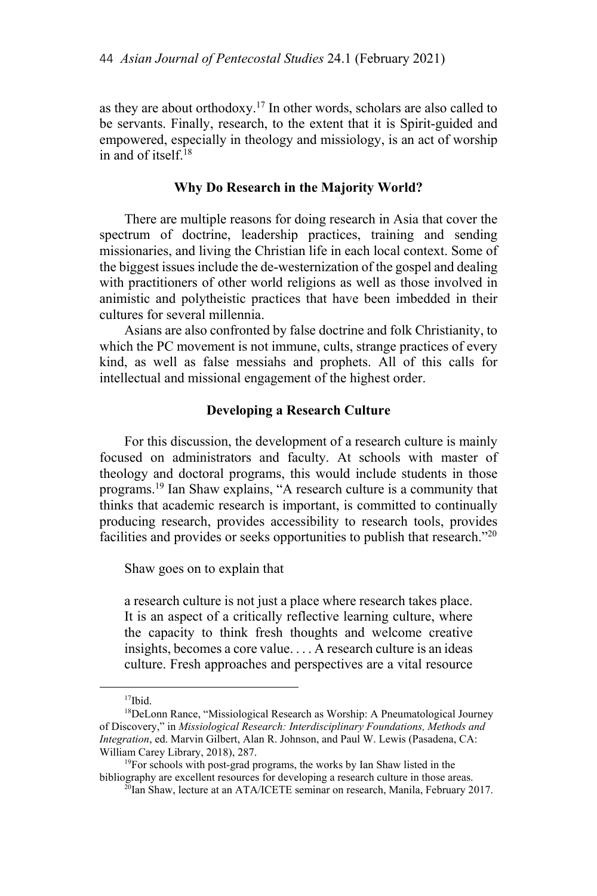as they are about orthodoxy.[17] In other words, scholars are also called to be servants. Finally, research, to the extent that it is Spirit-guided and empowered, especially in theology and missiology, is an act of worship in and of itself.[18]

## Why Do Research in the Majority World?

There are multiple reasons for doing research in Asia that cover the spectrum of doctrine, leadership practices, training and sending missionaries, and living the Christian life in each local context. Some of the biggest issues include the de-westernization of the gospel and dealing with practitioners of other world religions as well as those involved in animistic and polytheistic practices that have been imbedded in their cultures for several millennia.

Asians are also confronted by false doctrine and folk Christianity, to which the PC movement is not immune, cults, strange practices of every kind, as well as false messiahs and prophets. All of this calls for intellectual and missional engagement of the highest order.

## Developing a Research Culture

For this discussion, the development of a research culture is mainly focused on administrators and faculty. At schools with master of theology and doctoral programs, this would include students in those programs.[19] Ian Shaw explains, "A research culture is a community that thinks that academic research is important, is committed to continually producing research, provides accessibility to research tools, provides facilities and provides or seeks opportunities to publish that research."[20]

Shaw goes on to explain that

> a research culture is not just a place where research takes place. It is an aspect of a critically reflective learning culture, where the capacity to think fresh thoughts and welcome creative insights, becomes a core value. . . . A research culture is an ideas culture. Fresh approaches and perspectives are a vital resource

---

[17]Ibid.

[18]DeLonn Rance, "Missiological Research as Worship: A Pneumatological Journey of Discovery," in *Missiological Research: Interdisciplinary Foundations, Methods and Integration*, ed. Marvin Gilbert, Alan R. Johnson, and Paul W. Lewis (Pasadena, CA: William Carey Library, 2018), 287.

[19]For schools with post-grad programs, the works by Ian Shaw listed in the bibliography are excellent resources for developing a research culture in those areas.

[20]Ian Shaw, lecture at an ATA/ICETE seminar on research, Manila, February 2017.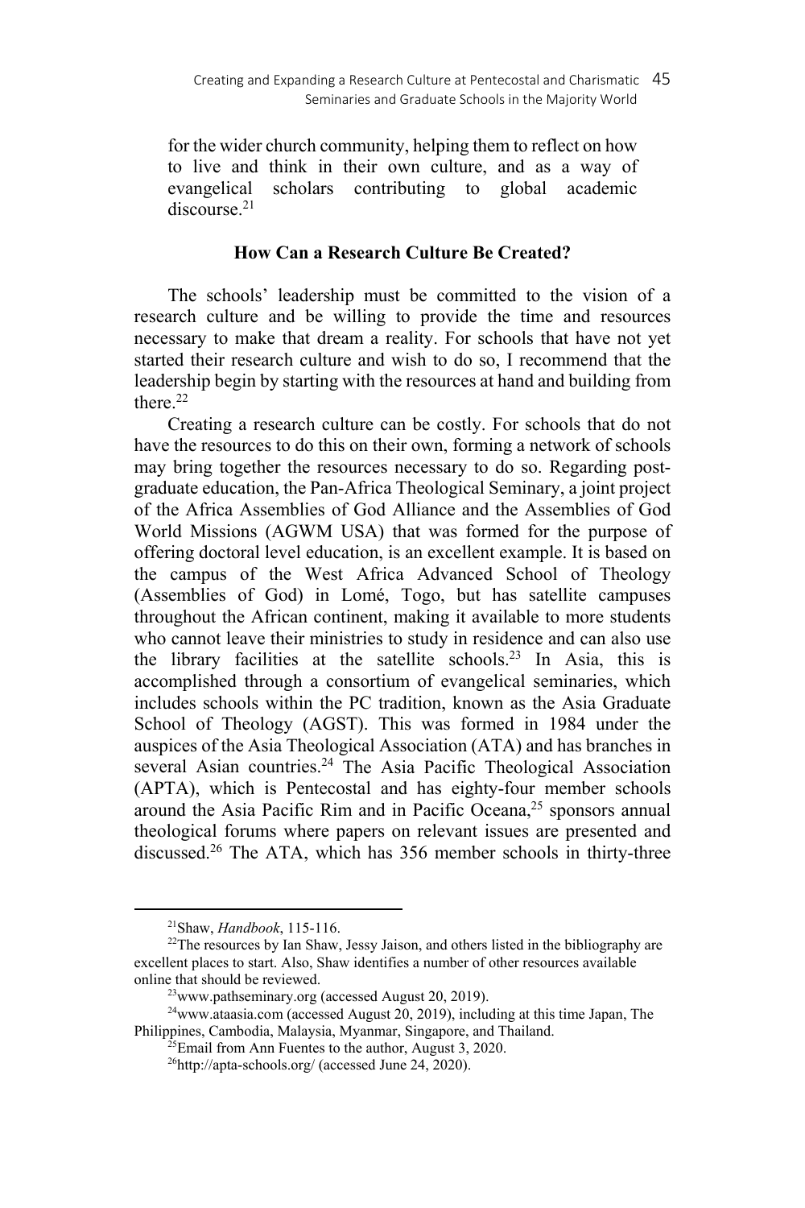for the wider church community, helping them to reflect on how to live and think in their own culture, and as a way of evangelical scholars contributing to global academic discourse.[21]

### How Can a Research Culture Be Created?

The schools' leadership must be committed to the vision of a research culture and be willing to provide the time and resources necessary to make that dream a reality. For schools that have not yet started their research culture and wish to do so, I recommend that the leadership begin by starting with the resources at hand and building from there.[22]

Creating a research culture can be costly. For schools that do not have the resources to do this on their own, forming a network of schools may bring together the resources necessary to do so. Regarding post-graduate education, the Pan-Africa Theological Seminary, a joint project of the Africa Assemblies of God Alliance and the Assemblies of God World Missions (AGWM USA) that was formed for the purpose of offering doctoral level education, is an excellent example. It is based on the campus of the West Africa Advanced School of Theology (Assemblies of God) in Lomé, Togo, but has satellite campuses throughout the African continent, making it available to more students who cannot leave their ministries to study in residence and can also use the library facilities at the satellite schools.[23] In Asia, this is accomplished through a consortium of evangelical seminaries, which includes schools within the PC tradition, known as the Asia Graduate School of Theology (AGST). This was formed in 1984 under the auspices of the Asia Theological Association (ATA) and has branches in several Asian countries.[24] The Asia Pacific Theological Association (APTA), which is Pentecostal and has eighty-four member schools around the Asia Pacific Rim and in Pacific Oceana,[25] sponsors annual theological forums where papers on relevant issues are presented and discussed.[26] The ATA, which has 356 member schools in thirty-three

---

[21] Shaw, *Handbook*, 115-116.

[22] The resources by Ian Shaw, Jessy Jaison, and others listed in the bibliography are excellent places to start. Also, Shaw identifies a number of other resources available online that should be reviewed.

[23] www.pathseminary.org (accessed August 20, 2019).

[24] www.ataasia.com (accessed August 20, 2019), including at this time Japan, The Philippines, Cambodia, Malaysia, Myanmar, Singapore, and Thailand.

[25] Email from Ann Fuentes to the author, August 3, 2020.

[26] http://apta-schools.org/ (accessed June 24, 2020).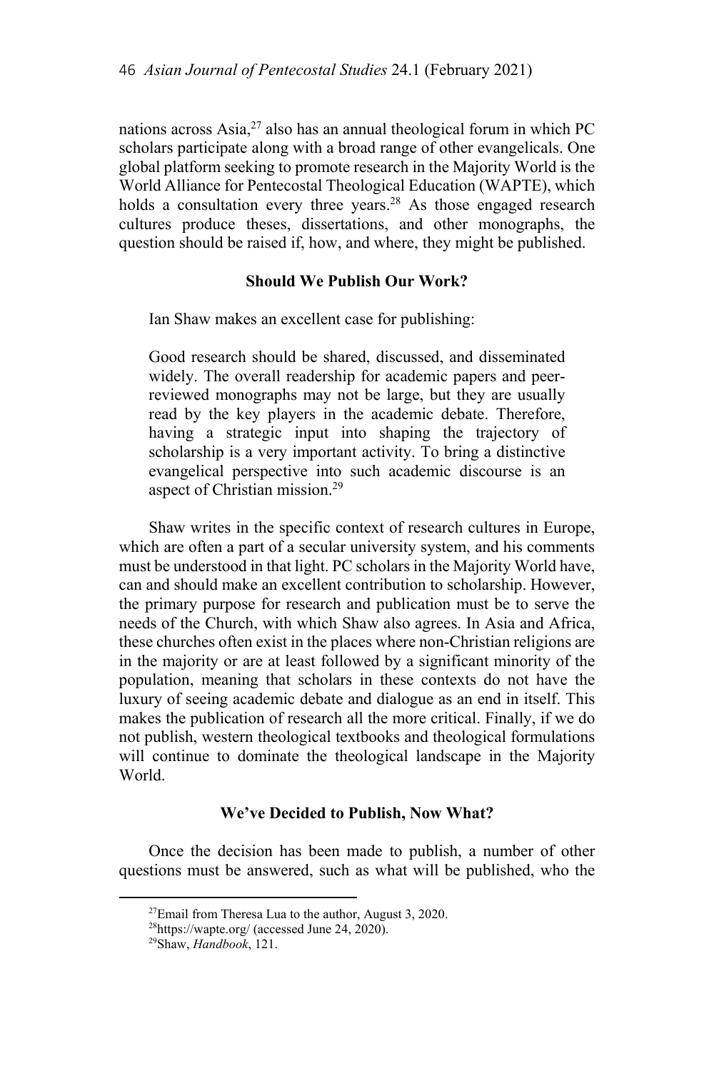nations across Asia,[27] also has an annual theological forum in which PC scholars participate along with a broad range of other evangelicals. One global platform seeking to promote research in the Majority World is the World Alliance for Pentecostal Theological Education (WAPTE), which holds a consultation every three years.[28] As those engaged research cultures produce theses, dissertations, and other monographs, the question should be raised if, how, and where, they might be published.

## Should We Publish Our Work?

Ian Shaw makes an excellent case for publishing:

> Good research should be shared, discussed, and disseminated widely. The overall readership for academic papers and peer-reviewed monographs may not be large, but they are usually read by the key players in the academic debate. Therefore, having a strategic input into shaping the trajectory of scholarship is a very important activity. To bring a distinctive evangelical perspective into such academic discourse is an aspect of Christian mission.[29]

Shaw writes in the specific context of research cultures in Europe, which are often a part of a secular university system, and his comments must be understood in that light. PC scholars in the Majority World have, can and should make an excellent contribution to scholarship. However, the primary purpose for research and publication must be to serve the needs of the Church, with which Shaw also agrees. In Asia and Africa, these churches often exist in the places where non-Christian religions are in the majority or are at least followed by a significant minority of the population, meaning that scholars in these contexts do not have the luxury of seeing academic debate and dialogue as an end in itself. This makes the publication of research all the more critical. Finally, if we do not publish, western theological textbooks and theological formulations will continue to dominate the theological landscape in the Majority World.

## We've Decided to Publish, Now What?

Once the decision has been made to publish, a number of other questions must be answered, such as what will be published, who the

---

[27]Email from Theresa Lua to the author, August 3, 2020.

[28]https://wapte.org/ (accessed June 24, 2020).

[29]Shaw, *Handbook*, 121.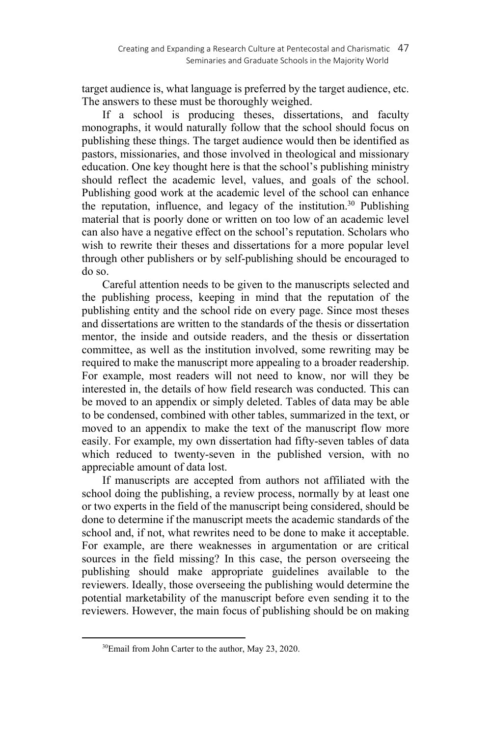target audience is, what language is preferred by the target audience, etc. The answers to these must be thoroughly weighed.

If a school is producing theses, dissertations, and faculty monographs, it would naturally follow that the school should focus on publishing these things. The target audience would then be identified as pastors, missionaries, and those involved in theological and missionary education. One key thought here is that the school's publishing ministry should reflect the academic level, values, and goals of the school. Publishing good work at the academic level of the school can enhance the reputation, influence, and legacy of the institution.[30] Publishing material that is poorly done or written on too low of an academic level can also have a negative effect on the school's reputation. Scholars who wish to rewrite their theses and dissertations for a more popular level through other publishers or by self-publishing should be encouraged to do so.

Careful attention needs to be given to the manuscripts selected and the publishing process, keeping in mind that the reputation of the publishing entity and the school ride on every page. Since most theses and dissertations are written to the standards of the thesis or dissertation mentor, the inside and outside readers, and the thesis or dissertation committee, as well as the institution involved, some rewriting may be required to make the manuscript more appealing to a broader readership. For example, most readers will not need to know, nor will they be interested in, the details of how field research was conducted. This can be moved to an appendix or simply deleted. Tables of data may be able to be condensed, combined with other tables, summarized in the text, or moved to an appendix to make the text of the manuscript flow more easily. For example, my own dissertation had fifty-seven tables of data which reduced to twenty-seven in the published version, with no appreciable amount of data lost.

If manuscripts are accepted from authors not affiliated with the school doing the publishing, a review process, normally by at least one or two experts in the field of the manuscript being considered, should be done to determine if the manuscript meets the academic standards of the school and, if not, what rewrites need to be done to make it acceptable. For example, are there weaknesses in argumentation or are critical sources in the field missing? In this case, the person overseeing the publishing should make appropriate guidelines available to the reviewers. Ideally, those overseeing the publishing would determine the potential marketability of the manuscript before even sending it to the reviewers. However, the main focus of publishing should be on making

[30]Email from John Carter to the author, May 23, 2020.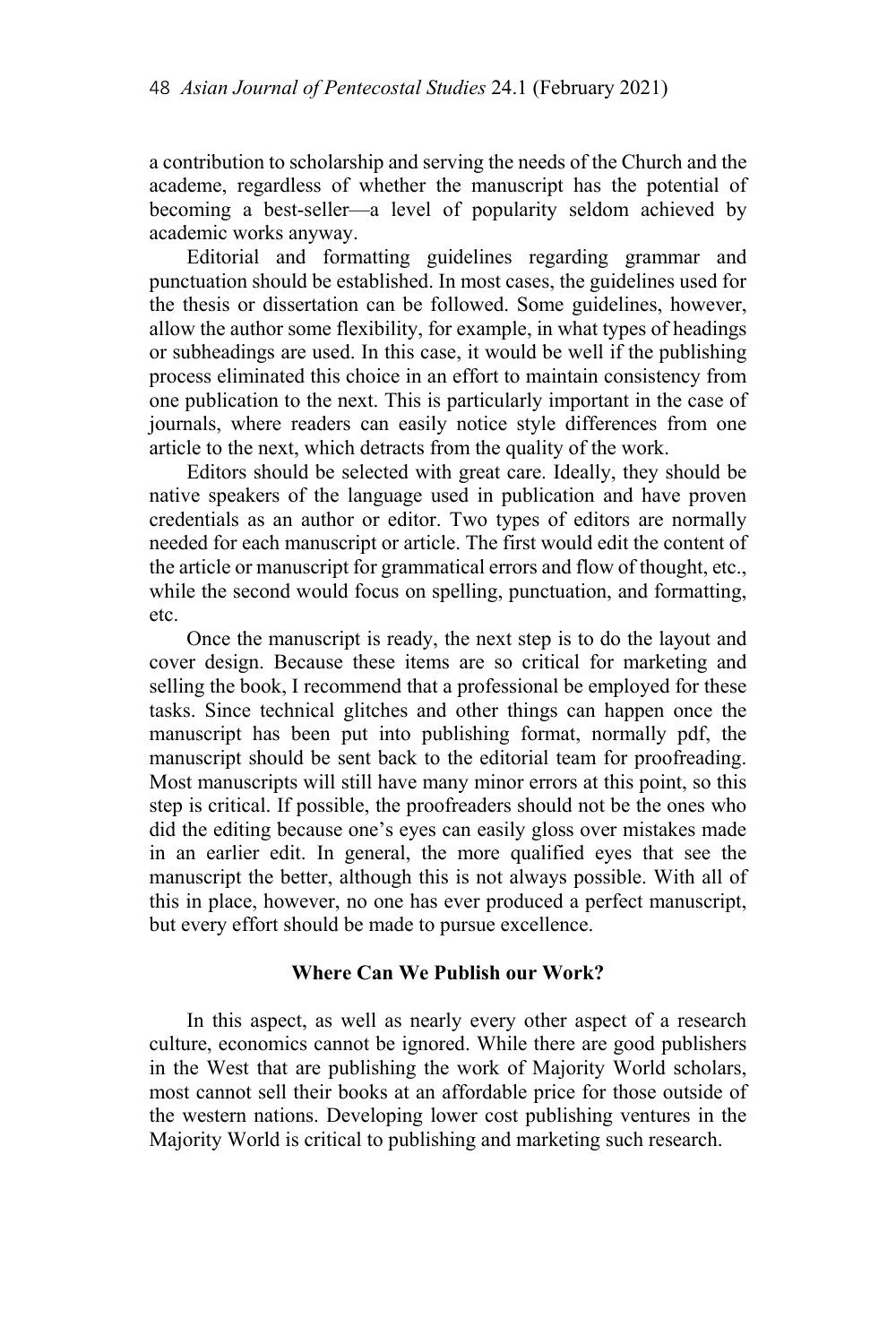a contribution to scholarship and serving the needs of the Church and the academe, regardless of whether the manuscript has the potential of becoming a best-seller—a level of popularity seldom achieved by academic works anyway.

Editorial and formatting guidelines regarding grammar and punctuation should be established. In most cases, the guidelines used for the thesis or dissertation can be followed. Some guidelines, however, allow the author some flexibility, for example, in what types of headings or subheadings are used. In this case, it would be well if the publishing process eliminated this choice in an effort to maintain consistency from one publication to the next. This is particularly important in the case of journals, where readers can easily notice style differences from one article to the next, which detracts from the quality of the work.

Editors should be selected with great care. Ideally, they should be native speakers of the language used in publication and have proven credentials as an author or editor. Two types of editors are normally needed for each manuscript or article. The first would edit the content of the article or manuscript for grammatical errors and flow of thought, etc., while the second would focus on spelling, punctuation, and formatting, etc.

Once the manuscript is ready, the next step is to do the layout and cover design. Because these items are so critical for marketing and selling the book, I recommend that a professional be employed for these tasks. Since technical glitches and other things can happen once the manuscript has been put into publishing format, normally pdf, the manuscript should be sent back to the editorial team for proofreading. Most manuscripts will still have many minor errors at this point, so this step is critical. If possible, the proofreaders should not be the ones who did the editing because one's eyes can easily gloss over mistakes made in an earlier edit. In general, the more qualified eyes that see the manuscript the better, although this is not always possible. With all of this in place, however, no one has ever produced a perfect manuscript, but every effort should be made to pursue excellence.

## Where Can We Publish our Work?

In this aspect, as well as nearly every other aspect of a research culture, economics cannot be ignored. While there are good publishers in the West that are publishing the work of Majority World scholars, most cannot sell their books at an affordable price for those outside of the western nations. Developing lower cost publishing ventures in the Majority World is critical to publishing and marketing such research.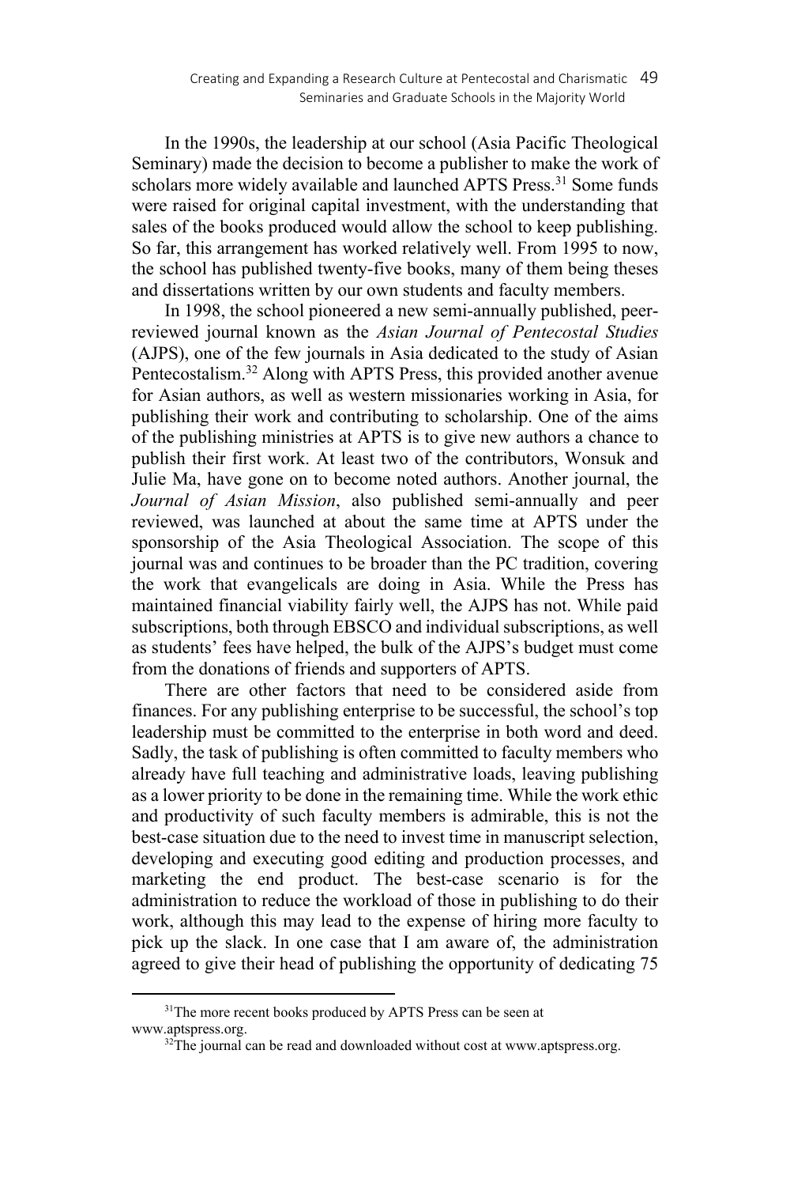In the 1990s, the leadership at our school (Asia Pacific Theological Seminary) made the decision to become a publisher to make the work of scholars more widely available and launched APTS Press.[31] Some funds were raised for original capital investment, with the understanding that sales of the books produced would allow the school to keep publishing. So far, this arrangement has worked relatively well. From 1995 to now, the school has published twenty-five books, many of them being theses and dissertations written by our own students and faculty members.

In 1998, the school pioneered a new semi-annually published, peer-reviewed journal known as the *Asian Journal of Pentecostal Studies* (AJPS), one of the few journals in Asia dedicated to the study of Asian Pentecostalism.[32] Along with APTS Press, this provided another avenue for Asian authors, as well as western missionaries working in Asia, for publishing their work and contributing to scholarship. One of the aims of the publishing ministries at APTS is to give new authors a chance to publish their first work. At least two of the contributors, Wonsuk and Julie Ma, have gone on to become noted authors. Another journal, the *Journal of Asian Mission*, also published semi-annually and peer reviewed, was launched at about the same time at APTS under the sponsorship of the Asia Theological Association. The scope of this journal was and continues to be broader than the PC tradition, covering the work that evangelicals are doing in Asia. While the Press has maintained financial viability fairly well, the AJPS has not. While paid subscriptions, both through EBSCO and individual subscriptions, as well as students' fees have helped, the bulk of the AJPS's budget must come from the donations of friends and supporters of APTS.

There are other factors that need to be considered aside from finances. For any publishing enterprise to be successful, the school's top leadership must be committed to the enterprise in both word and deed. Sadly, the task of publishing is often committed to faculty members who already have full teaching and administrative loads, leaving publishing as a lower priority to be done in the remaining time. While the work ethic and productivity of such faculty members is admirable, this is not the best-case situation due to the need to invest time in manuscript selection, developing and executing good editing and production processes, and marketing the end product. The best-case scenario is for the administration to reduce the workload of those in publishing to do their work, although this may lead to the expense of hiring more faculty to pick up the slack. In one case that I am aware of, the administration agreed to give their head of publishing the opportunity of dedicating 75

[31] The more recent books produced by APTS Press can be seen at www.aptspress.org.

[32] The journal can be read and downloaded without cost at www.aptspress.org.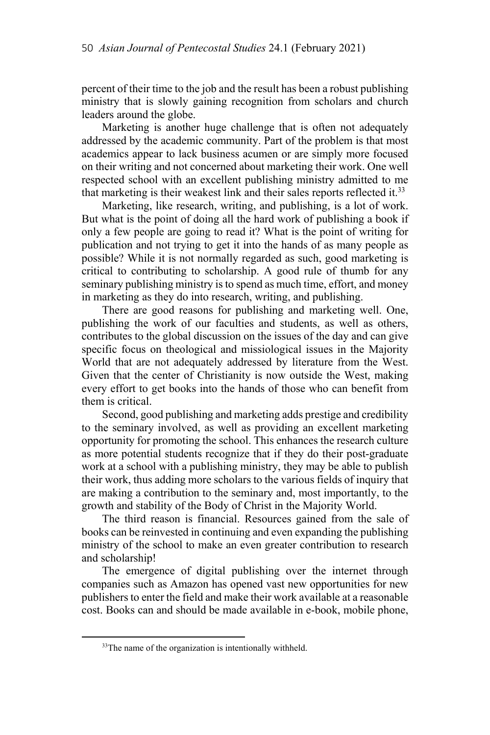percent of their time to the job and the result has been a robust publishing ministry that is slowly gaining recognition from scholars and church leaders around the globe.

Marketing is another huge challenge that is often not adequately addressed by the academic community. Part of the problem is that most academics appear to lack business acumen or are simply more focused on their writing and not concerned about marketing their work. One well respected school with an excellent publishing ministry admitted to me that marketing is their weakest link and their sales reports reflected it.[33]

Marketing, like research, writing, and publishing, is a lot of work. But what is the point of doing all the hard work of publishing a book if only a few people are going to read it? What is the point of writing for publication and not trying to get it into the hands of as many people as possible? While it is not normally regarded as such, good marketing is critical to contributing to scholarship. A good rule of thumb for any seminary publishing ministry is to spend as much time, effort, and money in marketing as they do into research, writing, and publishing.

There are good reasons for publishing and marketing well. One, publishing the work of our faculties and students, as well as others, contributes to the global discussion on the issues of the day and can give specific focus on theological and missiological issues in the Majority World that are not adequately addressed by literature from the West. Given that the center of Christianity is now outside the West, making every effort to get books into the hands of those who can benefit from them is critical.

Second, good publishing and marketing adds prestige and credibility to the seminary involved, as well as providing an excellent marketing opportunity for promoting the school. This enhances the research culture as more potential students recognize that if they do their post-graduate work at a school with a publishing ministry, they may be able to publish their work, thus adding more scholars to the various fields of inquiry that are making a contribution to the seminary and, most importantly, to the growth and stability of the Body of Christ in the Majority World.

The third reason is financial. Resources gained from the sale of books can be reinvested in continuing and even expanding the publishing ministry of the school to make an even greater contribution to research and scholarship!

The emergence of digital publishing over the internet through companies such as Amazon has opened vast new opportunities for new publishers to enter the field and make their work available at a reasonable cost. Books can and should be made available in e-book, mobile phone,

[33] The name of the organization is intentionally withheld.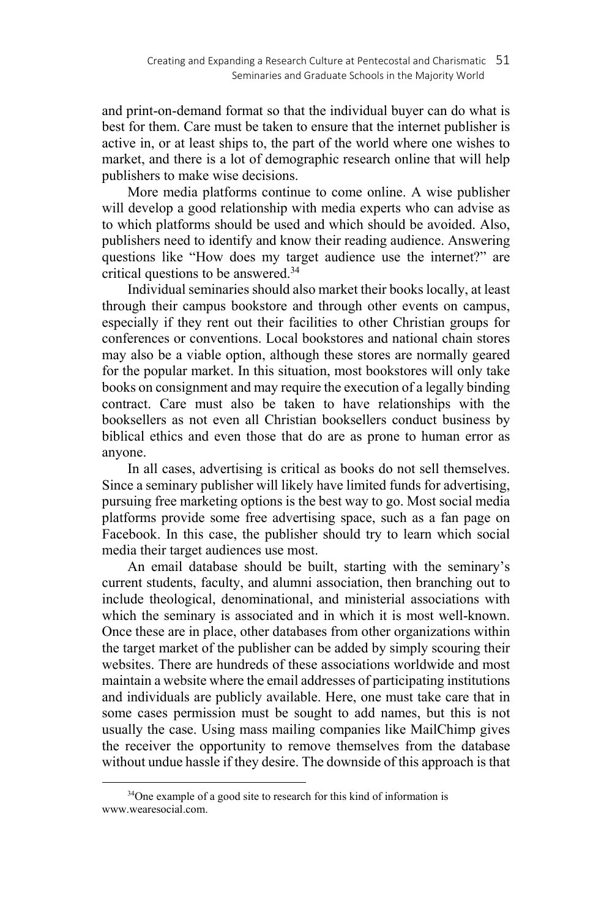and print-on-demand format so that the individual buyer can do what is best for them. Care must be taken to ensure that the internet publisher is active in, or at least ships to, the part of the world where one wishes to market, and there is a lot of demographic research online that will help publishers to make wise decisions.

More media platforms continue to come online. A wise publisher will develop a good relationship with media experts who can advise as to which platforms should be used and which should be avoided. Also, publishers need to identify and know their reading audience. Answering questions like "How does my target audience use the internet?" are critical questions to be answered.[34]

Individual seminaries should also market their books locally, at least through their campus bookstore and through other events on campus, especially if they rent out their facilities to other Christian groups for conferences or conventions. Local bookstores and national chain stores may also be a viable option, although these stores are normally geared for the popular market. In this situation, most bookstores will only take books on consignment and may require the execution of a legally binding contract. Care must also be taken to have relationships with the booksellers as not even all Christian booksellers conduct business by biblical ethics and even those that do are as prone to human error as anyone.

In all cases, advertising is critical as books do not sell themselves. Since a seminary publisher will likely have limited funds for advertising, pursuing free marketing options is the best way to go. Most social media platforms provide some free advertising space, such as a fan page on Facebook. In this case, the publisher should try to learn which social media their target audiences use most.

An email database should be built, starting with the seminary's current students, faculty, and alumni association, then branching out to include theological, denominational, and ministerial associations with which the seminary is associated and in which it is most well-known. Once these are in place, other databases from other organizations within the target market of the publisher can be added by simply scouring their websites. There are hundreds of these associations worldwide and most maintain a website where the email addresses of participating institutions and individuals are publicly available. Here, one must take care that in some cases permission must be sought to add names, but this is not usually the case. Using mass mailing companies like MailChimp gives the receiver the opportunity to remove themselves from the database without undue hassle if they desire. The downside of this approach is that

[34]One example of a good site to research for this kind of information is www.wearesocial.com.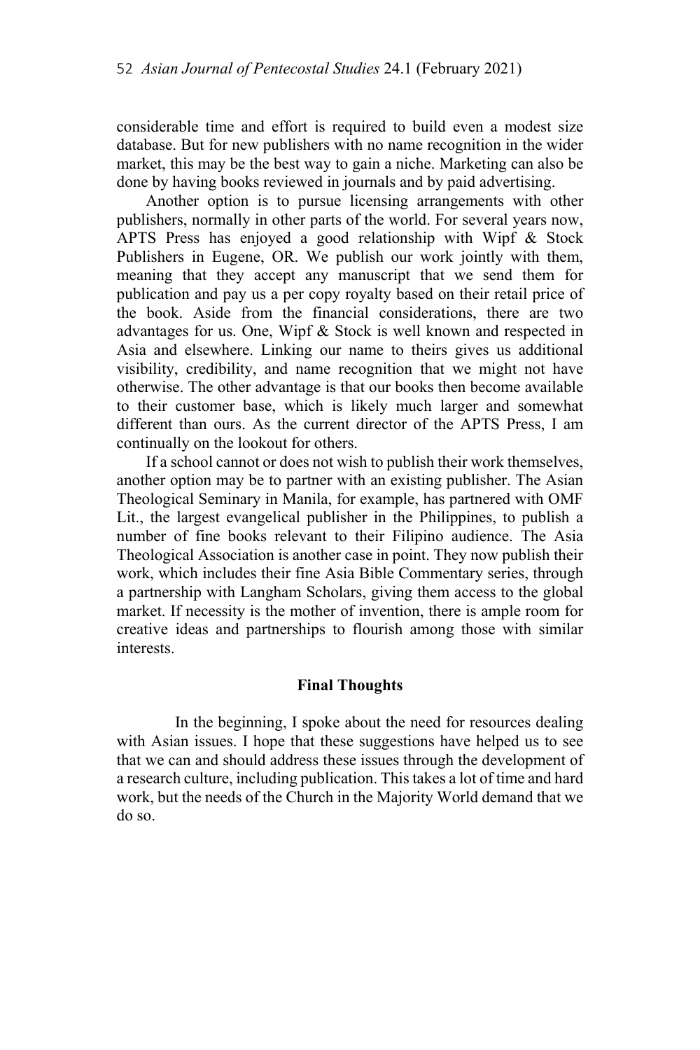considerable time and effort is required to build even a modest size database. But for new publishers with no name recognition in the wider market, this may be the best way to gain a niche. Marketing can also be done by having books reviewed in journals and by paid advertising.

Another option is to pursue licensing arrangements with other publishers, normally in other parts of the world. For several years now, APTS Press has enjoyed a good relationship with Wipf & Stock Publishers in Eugene, OR. We publish our work jointly with them, meaning that they accept any manuscript that we send them for publication and pay us a per copy royalty based on their retail price of the book. Aside from the financial considerations, there are two advantages for us. One, Wipf & Stock is well known and respected in Asia and elsewhere. Linking our name to theirs gives us additional visibility, credibility, and name recognition that we might not have otherwise. The other advantage is that our books then become available to their customer base, which is likely much larger and somewhat different than ours. As the current director of the APTS Press, I am continually on the lookout for others.

If a school cannot or does not wish to publish their work themselves, another option may be to partner with an existing publisher. The Asian Theological Seminary in Manila, for example, has partnered with OMF Lit., the largest evangelical publisher in the Philippines, to publish a number of fine books relevant to their Filipino audience. The Asia Theological Association is another case in point. They now publish their work, which includes their fine Asia Bible Commentary series, through a partnership with Langham Scholars, giving them access to the global market. If necessity is the mother of invention, there is ample room for creative ideas and partnerships to flourish among those with similar interests.

## Final Thoughts

In the beginning, I spoke about the need for resources dealing with Asian issues. I hope that these suggestions have helped us to see that we can and should address these issues through the development of a research culture, including publication. This takes a lot of time and hard work, but the needs of the Church in the Majority World demand that we do so.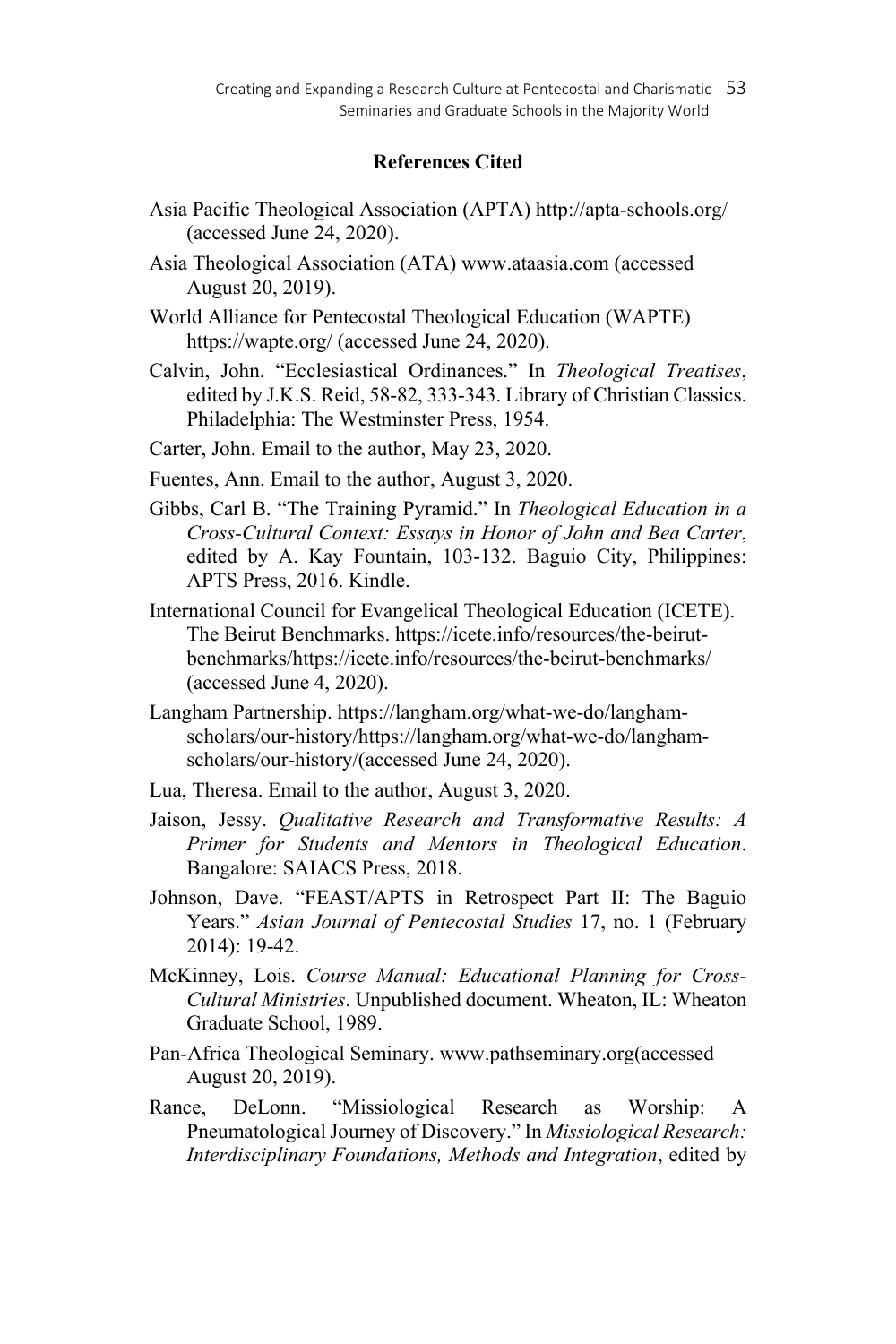## References Cited

Asia Pacific Theological Association (APTA) http://apta-schools.org/ (accessed June 24, 2020).

Asia Theological Association (ATA) www.ataasia.com (accessed August 20, 2019).

World Alliance for Pentecostal Theological Education (WAPTE) https://wapte.org/ (accessed June 24, 2020).

Calvin, John. "Ecclesiastical Ordinances." In *Theological Treatises*, edited by J.K.S. Reid, 58-82, 333-343. Library of Christian Classics. Philadelphia: The Westminster Press, 1954.

Carter, John. Email to the author, May 23, 2020.

Fuentes, Ann. Email to the author, August 3, 2020.

Gibbs, Carl B. "The Training Pyramid." In *Theological Education in a Cross-Cultural Context: Essays in Honor of John and Bea Carter*, edited by A. Kay Fountain, 103-132. Baguio City, Philippines: APTS Press, 2016. Kindle.

International Council for Evangelical Theological Education (ICETE). The Beirut Benchmarks. https://icete.info/resources/the-beirut-benchmarks/https://icete.info/resources/the-beirut-benchmarks/ (accessed June 4, 2020).

Langham Partnership. https://langham.org/what-we-do/langham-scholars/our-history/https://langham.org/what-we-do/langham-scholars/our-history/(accessed June 24, 2020).

Lua, Theresa. Email to the author, August 3, 2020.

Jaison, Jessy. *Qualitative Research and Transformative Results: A Primer for Students and Mentors in Theological Education*. Bangalore: SAIACS Press, 2018.

Johnson, Dave. "FEAST/APTS in Retrospect Part II: The Baguio Years." *Asian Journal of Pentecostal Studies* 17, no. 1 (February 2014): 19-42.

McKinney, Lois. *Course Manual: Educational Planning for Cross-Cultural Ministries*. Unpublished document. Wheaton, IL: Wheaton Graduate School, 1989.

Pan-Africa Theological Seminary. www.pathseminary.org(accessed August 20, 2019).

Rance, DeLonn. "Missiological Research as Worship: A Pneumatological Journey of Discovery." In *Missiological Research: Interdisciplinary Foundations, Methods and Integration*, edited by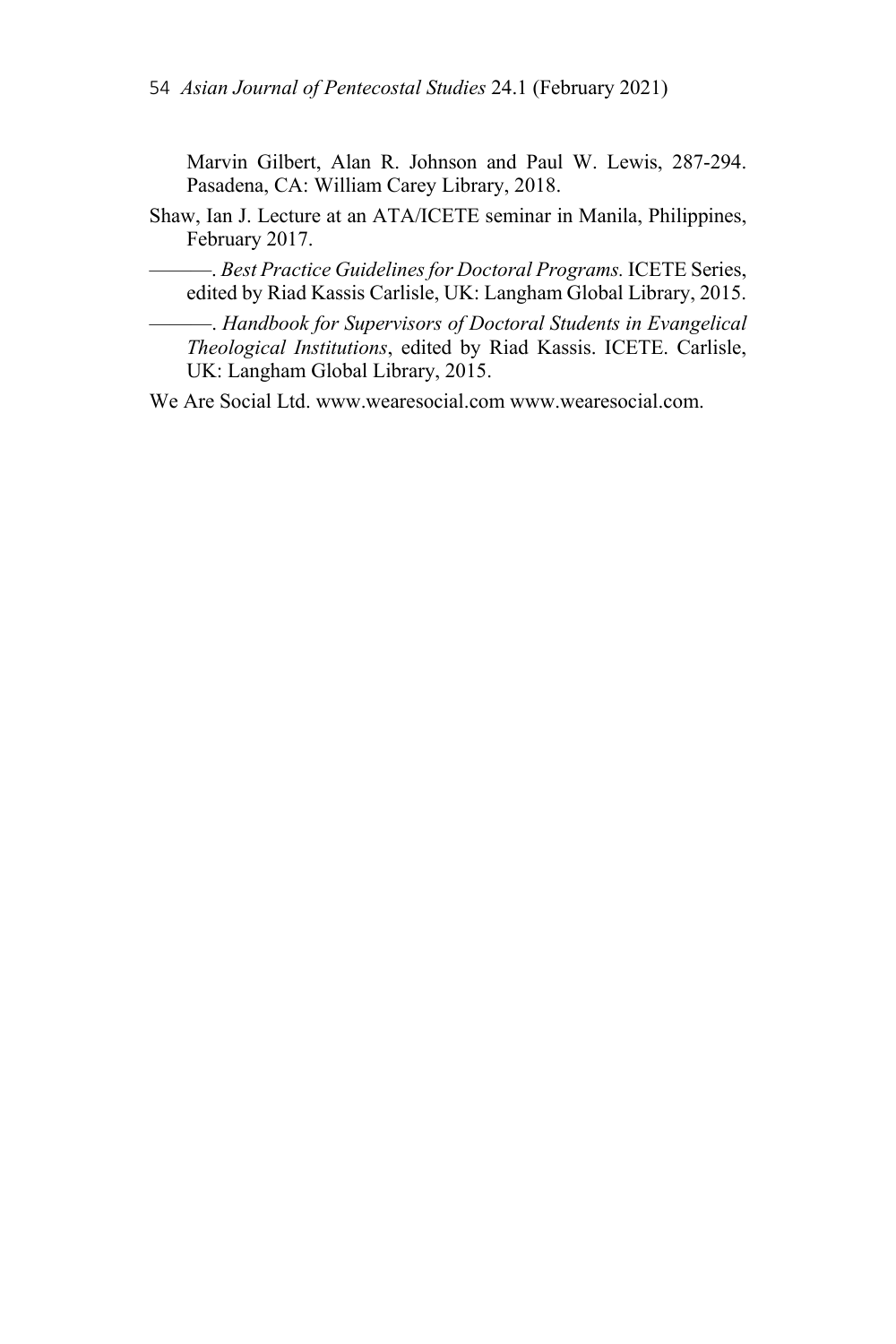Marvin Gilbert, Alan R. Johnson and Paul W. Lewis, 287-294. Pasadena, CA: William Carey Library, 2018.

Shaw, Ian J. Lecture at an ATA/ICETE seminar in Manila, Philippines, February 2017.

———. *Best Practice Guidelines for Doctoral Programs.* ICETE Series, edited by Riad Kassis Carlisle, UK: Langham Global Library, 2015.

———. *Handbook for Supervisors of Doctoral Students in Evangelical Theological Institutions*, edited by Riad Kassis. ICETE. Carlisle, UK: Langham Global Library, 2015.

We Are Social Ltd. www.wearesocial.com www.wearesocial.com.